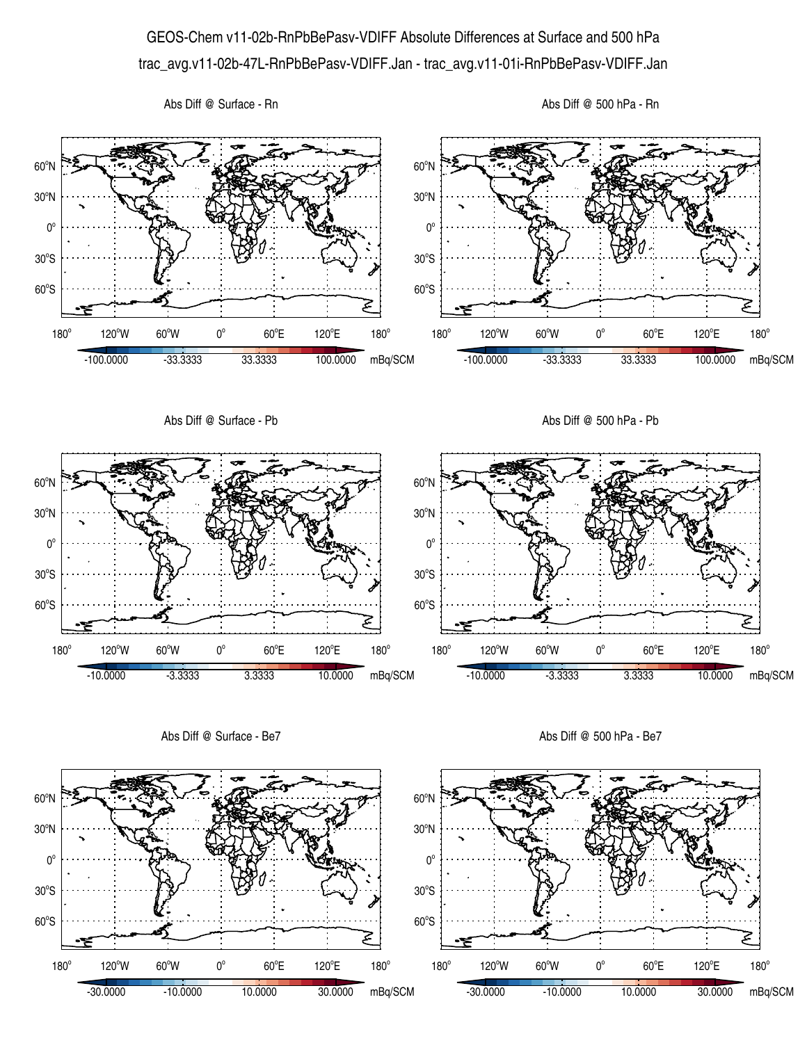# GEOS-Chem v11-02b-RnPbBePasv-VDIFF Absolute Differences at Surface and 500 hPa

trac_avg.v11-02b-47L-RnPbBePasv-VDIFF.Jan - trac_avg.v11-01i-RnPbBePasv-VDIFF.Jan

Abs Diff @ Surface - Rn

Abs Diff @ 500 hPa - Rn

-100.0000 -33.3333 33.3333 100.0000 mBq/SCM

-100.0000 -33.3333 33.3333 100.0000 mBq/SCM

Abs Diff @ Surface - Pb

Abs Diff @ 500 hPa - Pb

-10.0000 -3.3333 3.3333 10.0000 mBq/SCM

-10.0000 -3.3333 3.3333 10.0000 mBq/SCM

Abs Diff @ Surface - Be7

Abs Diff @ 500 hPa - Be7

-30.0000 -10.0000 10.0000 30.0000 mBq/SCM

-30.0000 -10.0000 10.0000 30.0000 mBq/SCM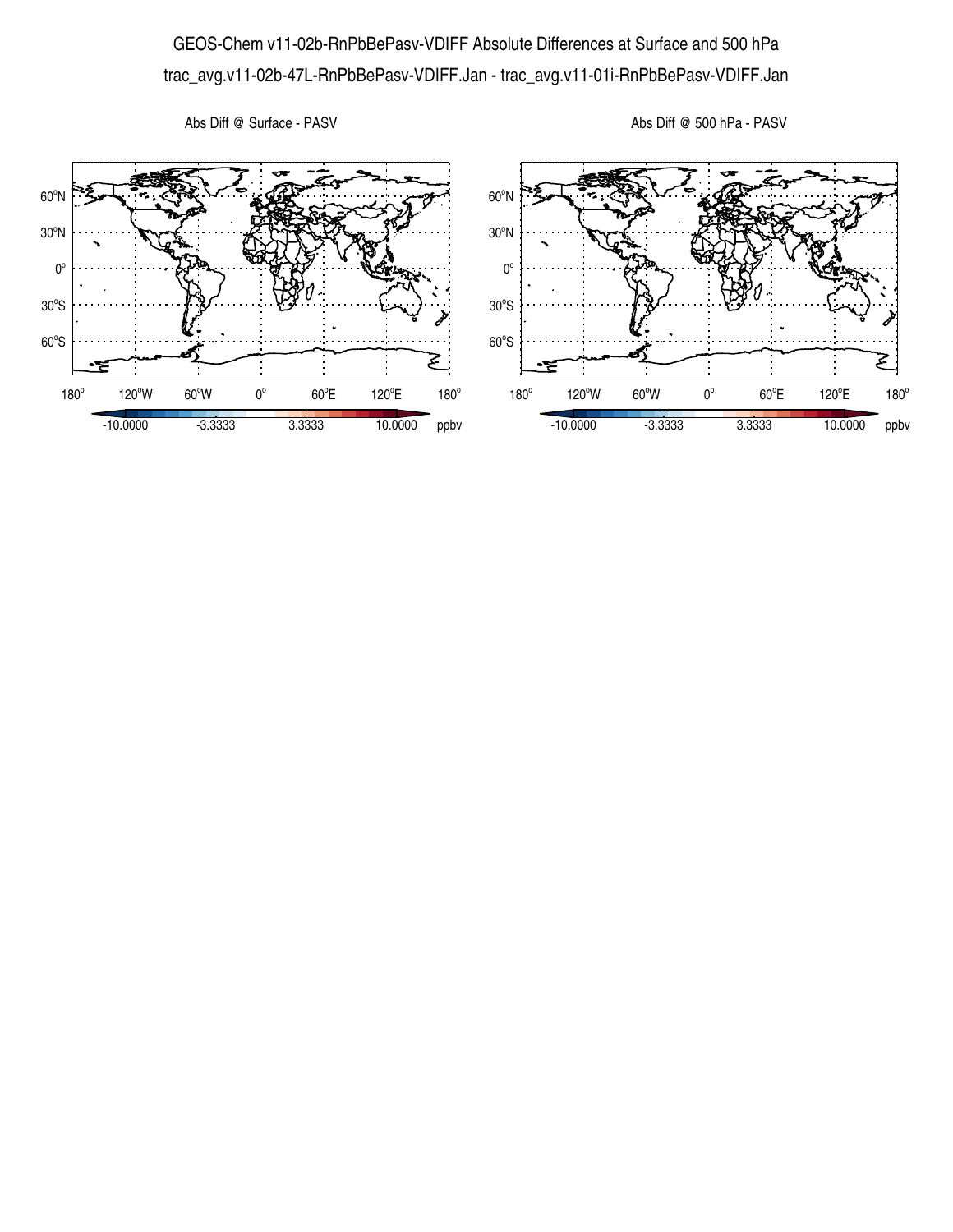GEOS-Chem v11-02b-RnPbBePasv-VDIFF Absolute Differences at Surface and 500 hPa

trac_avg.v11-02b-47L-RnPbBePasv-VDIFF.Jan - trac_avg.v11-01i-RnPbBePasv-VDIFF.Jan

Abs Diff @ Surface - PASV

60°N
30°N
0°
30°S
60°S

180° 120°W 60°W 0° 60°E 120°E 180°

-10.0000 -3.3333 3.3333 10.0000 ppbv

Abs Diff @ 500 hPa - PASV

60°N
30°N
0°
30°S
60°S

180° 120°W 60°W 0° 60°E 120°E 180°

-10.0000 -3.3333 3.3333 10.0000 ppbv